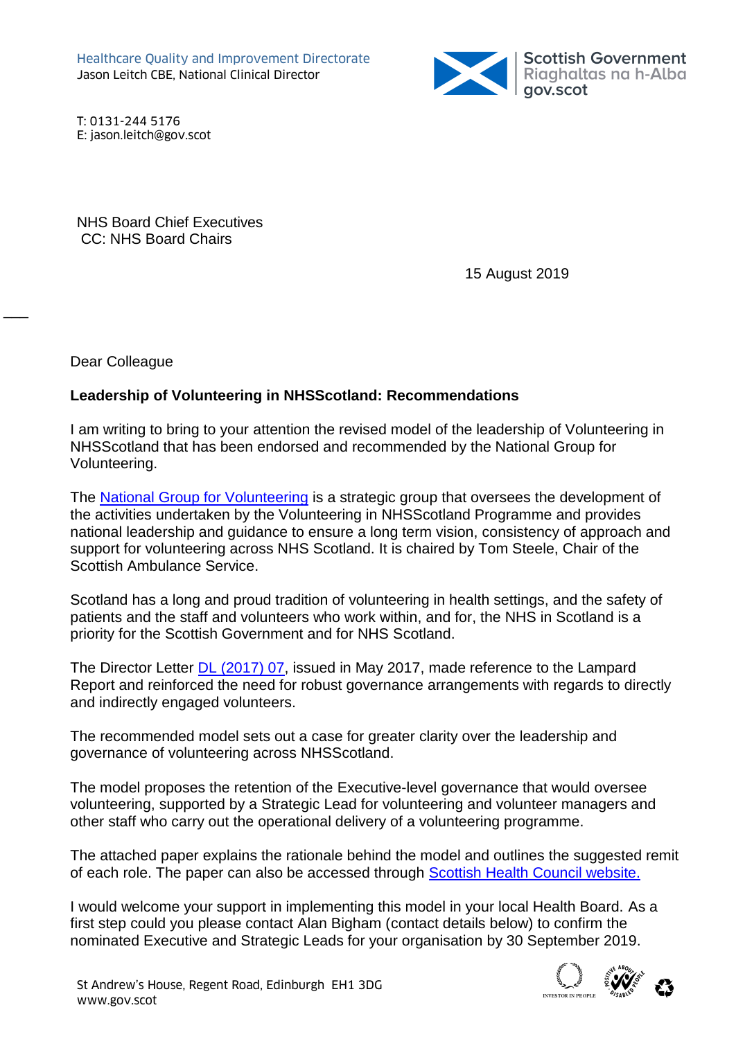Healthcare Quality and Improvement Directorate
Jason Leitch CBE, National Clinical Director

Scottish Government
Riaghaltas na h-Alba
gov.scot

T: 0131-244 5176
E: jason.leitch@gov.scot

NHS Board Chief Executives
CC: NHS Board Chairs

15 August 2019

Dear Colleague

**Leadership of Volunteering in NHSScotland: Recommendations**

I am writing to bring to your attention the revised model of the leadership of Volunteering in NHSScotland that has been endorsed and recommended by the National Group for Volunteering.

The [National Group for Volunteering](#) is a strategic group that oversees the development of the activities undertaken by the Volunteering in NHSScotland Programme and provides national leadership and guidance to ensure a long term vision, consistency of approach and support for volunteering across NHS Scotland. It is chaired by Tom Steele, Chair of the Scottish Ambulance Service.

Scotland has a long and proud tradition of volunteering in health settings, and the safety of patients and the staff and volunteers who work within, and for, the NHS in Scotland is a priority for the Scottish Government and for NHS Scotland.

The Director Letter [DL (2017) 07](#), issued in May 2017, made reference to the Lampard Report and reinforced the need for robust governance arrangements with regards to directly and indirectly engaged volunteers.

The recommended model sets out a case for greater clarity over the leadership and governance of volunteering across NHSScotland.

The model proposes the retention of the Executive-level governance that would oversee volunteering, supported by a Strategic Lead for volunteering and volunteer managers and other staff who carry out the operational delivery of a volunteering programme.

The attached paper explains the rationale behind the model and outlines the suggested remit of each role. The paper can also be accessed through [Scottish Health Council website.](#)

I would welcome your support in implementing this model in your local Health Board. As a first step could you please contact Alan Bigham (contact details below) to confirm the nominated Executive and Strategic Leads for your organisation by 30 September 2019.

St Andrew's House, Regent Road, Edinburgh EH1 3DG
www.gov.scot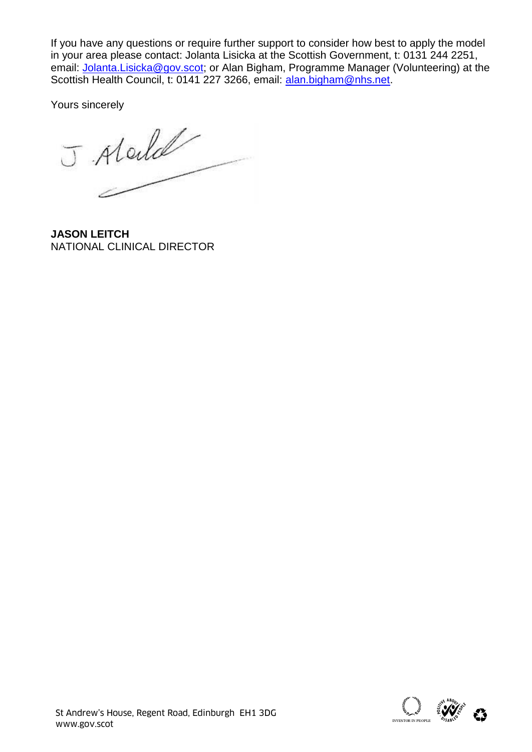If you have any questions or require further support to consider how best to apply the model in your area please contact: Jolanta Lisicka at the Scottish Government, t: 0131 244 2251, email: Jolanta.Lisicka@gov.scot; or Alan Bigham, Programme Manager (Volunteering) at the Scottish Health Council, t: 0141 227 3266, email: alan.bigham@nhs.net.

Yours sincerely

**JASON LEITCH**
NATIONAL CLINICAL DIRECTOR

St Andrew's House, Regent Road, Edinburgh EH1 3DG
www.gov.scot